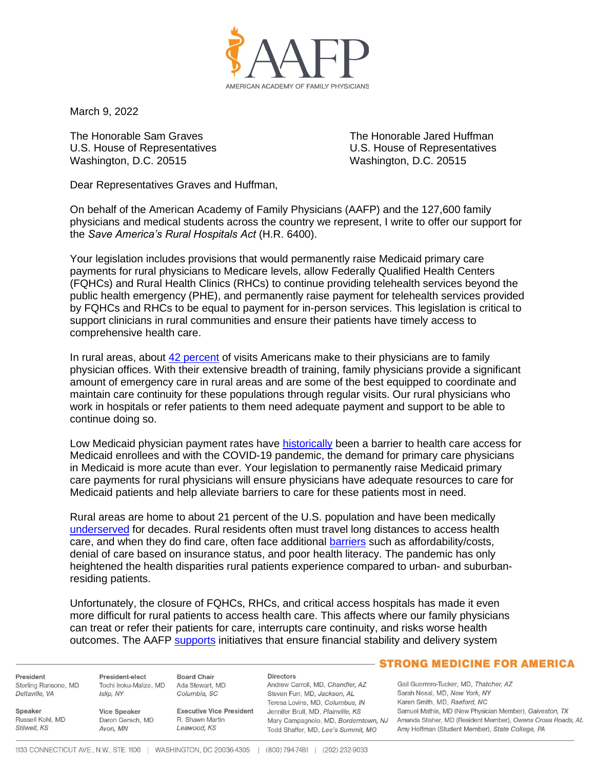AMERICAN ACADEMY OF FAMILY PHYSICIANS

March 9, 2022

The Honorable Sam Graves
U.S. House of Representatives
Washington, D.C. 20515

The Honorable Jared Huffman
U.S. House of Representatives
Washington, D.C. 20515

Dear Representatives Graves and Huffman,

On behalf of the American Academy of Family Physicians (AAFP) and the 127,600 family physicians and medical students across the country we represent, I write to offer our support for the *Save America's Rural Hospitals Act* (H.R. 6400).

Your legislation includes provisions that would permanently raise Medicaid primary care payments for rural physicians to Medicare levels, allow Federally Qualified Health Centers (FQHCs) and Rural Health Clinics (RHCs) to continue providing telehealth services beyond the public health emergency (PHE), and permanently raise payment for telehealth services provided by FQHCs and RHCs to be equal to payment for in-person services. This legislation is critical to support clinicians in rural communities and ensure their patients have timely access to comprehensive health care.

In rural areas, about 42 percent of visits Americans make to their physicians are to family physician offices. With their extensive breadth of training, family physicians provide a significant amount of emergency care in rural areas and are some of the best equipped to coordinate and maintain care continuity for these populations through regular visits. Our rural physicians who work in hospitals or refer patients to them need adequate payment and support to be able to continue doing so.

Low Medicaid physician payment rates have historically been a barrier to health care access for Medicaid enrollees and with the COVID-19 pandemic, the demand for primary care physicians in Medicaid is more acute than ever. Your legislation to permanently raise Medicaid primary care payments for rural physicians will ensure physicians have adequate resources to care for Medicaid patients and help alleviate barriers to care for these patients most in need.

Rural areas are home to about 21 percent of the U.S. population and have been medically underserved for decades. Rural residents often must travel long distances to access health care, and when they do find care, often face additional barriers such as affordability/costs, denial of care based on insurance status, and poor health literacy. The pandemic has only heightened the health disparities rural patients experience compared to urban- and suburban-residing patients.

Unfortunately, the closure of FQHCs, RHCs, and critical access hospitals has made it even more difficult for rural patients to access health care. This affects where our family physicians can treat or refer their patients for care, interrupts care continuity, and risks worse health outcomes. The AAFP supports initiatives that ensure financial stability and delivery system

STRONG MEDICINE FOR AMERICA

**President**
Sterling Ransone, MD
*Deltaville, VA*

**President-elect**
Tochi Iroku-Malize, MD
*Islip, NY*

**Board Chair**
Ada Stewart, MD
*Columbia, SC*

**Speaker**
Russell Kohl, MD
*Stilwell, KS*

**Vice Speaker**
Daron Gersch, MD
*Avon, MN*

**Executive Vice President**
R. Shawn Martin
*Leawood, KS*

**Directors**
Andrew Carroll, MD, *Chandler, AZ*
Steven Furr, MD, *Jackson, AL*
Teresa Lovins, MD, *Columbus, IN*
Jennifer Brull, MD, *Plainville, KS*
Mary Campagnolo, MD, *Borderntown, NJ*
Todd Shaffer, MD, *Lee's Summit, MO*
Gail Guerrero-Tucker, MD, *Thatcher, AZ*
Sarah Nosal, MD, *New York, NY*
Karen Smith, MD, *Raeford, NC*
Samuel Mathis, MD (New Physician Member), *Galveston, TX*
Amanda Stisher, MD (Resident Member), *Owens Cross Roads, AL*
Amy Hoffman (Student Member), *State College, PA*

1133 CONNECTICUT AVE., N.W., STE. 1100 | WASHINGTON, DC 20036-4305 | (800) 794-7481 | (202) 232-9033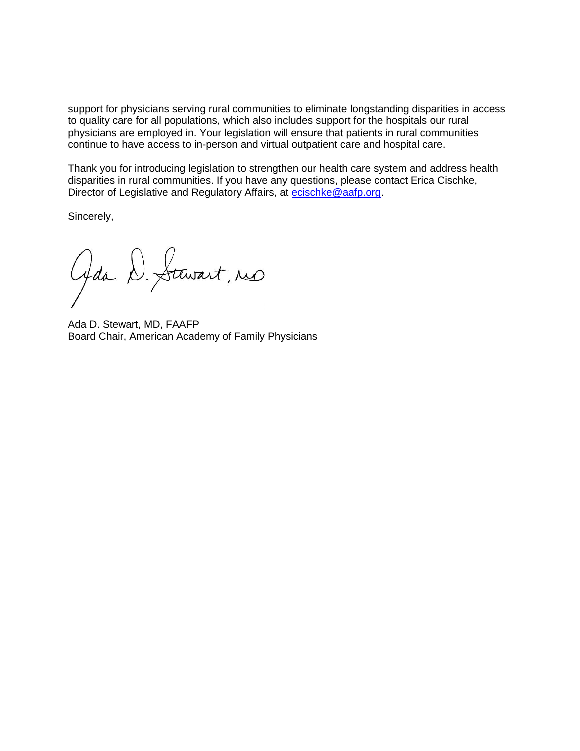support for physicians serving rural communities to eliminate longstanding disparities in access to quality care for all populations, which also includes support for the hospitals our rural physicians are employed in. Your legislation will ensure that patients in rural communities continue to have access to in-person and virtual outpatient care and hospital care.

Thank you for introducing legislation to strengthen our health care system and address health disparities in rural communities. If you have any questions, please contact Erica Cischke, Director of Legislative and Regulatory Affairs, at ecischke@aafp.org.

Sincerely,

Ada D. Stewart, MD

Ada D. Stewart, MD, FAAFP
Board Chair, American Academy of Family Physicians